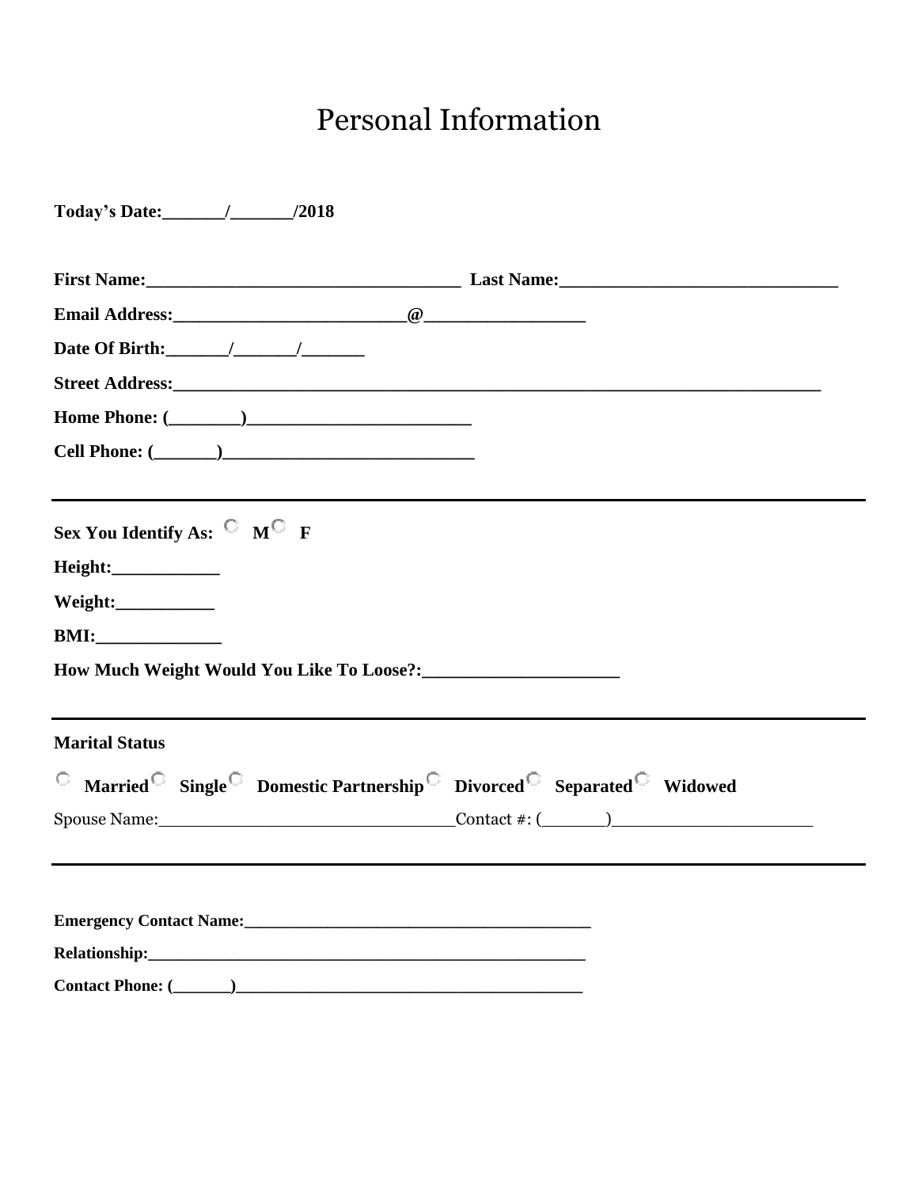# Personal Information

**Today's Date:_______/_______/2018**

**First Name:___________________________________ Last Name:_______________________________**

**Email Address:__________________________@_________________**

**Date Of Birth:_______/_______/_______**

**Street Address:___________________________________________________________________________**

**Home Phone: (________)_________________________**

**Cell Phone: (_______)____________________________**

---

**Sex You Identify As:** ○ **M** ○ **F**

**Height:____________**

**Weight:___________**

**BMI:______________**

**How Much Weight Would You Like To Loose?:_____________________**

---

**Marital Status**

○ **Married** ○ **Single** ○ **Domestic Partnership** ○ **Divorced** ○ **Separated** ○ **Widowed**

Spouse Name:_________________________________Contact #: (_______)______________________

---

**Emergency Contact Name:________________________________________**

**Relationship:___________________________________________________**

**Contact Phone: (_______)________________________________________**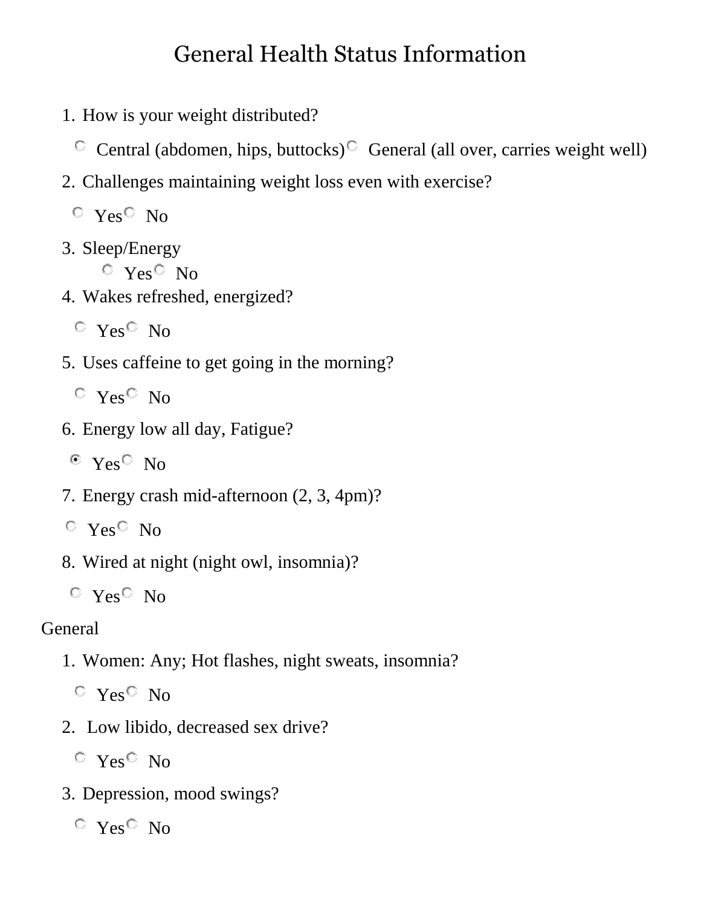# General Health Status Information

1. How is your weight distributed?

   ○ Central (abdomen, hips, buttocks) ○ General (all over, carries weight well)

2. Challenges maintaining weight loss even with exercise?

   ○ Yes ○ No

3. Sleep/Energy

   ○ Yes ○ No

4. Wakes refreshed, energized?

   ○ Yes ○ No

5. Uses caffeine to get going in the morning?

   ○ Yes ○ No

6. Energy low all day, Fatigue?

   ◉ Yes ○ No

7. Energy crash mid-afternoon (2, 3, 4pm)?

   ○ Yes ○ No

8. Wired at night (night owl, insomnia)?

   ○ Yes ○ No

General

1. Women: Any; Hot flashes, night sweats, insomnia?

   ○ Yes ○ No

2. Low libido, decreased sex drive?

   ○ Yes ○ No

3. Depression, mood swings?

   ○ Yes ○ No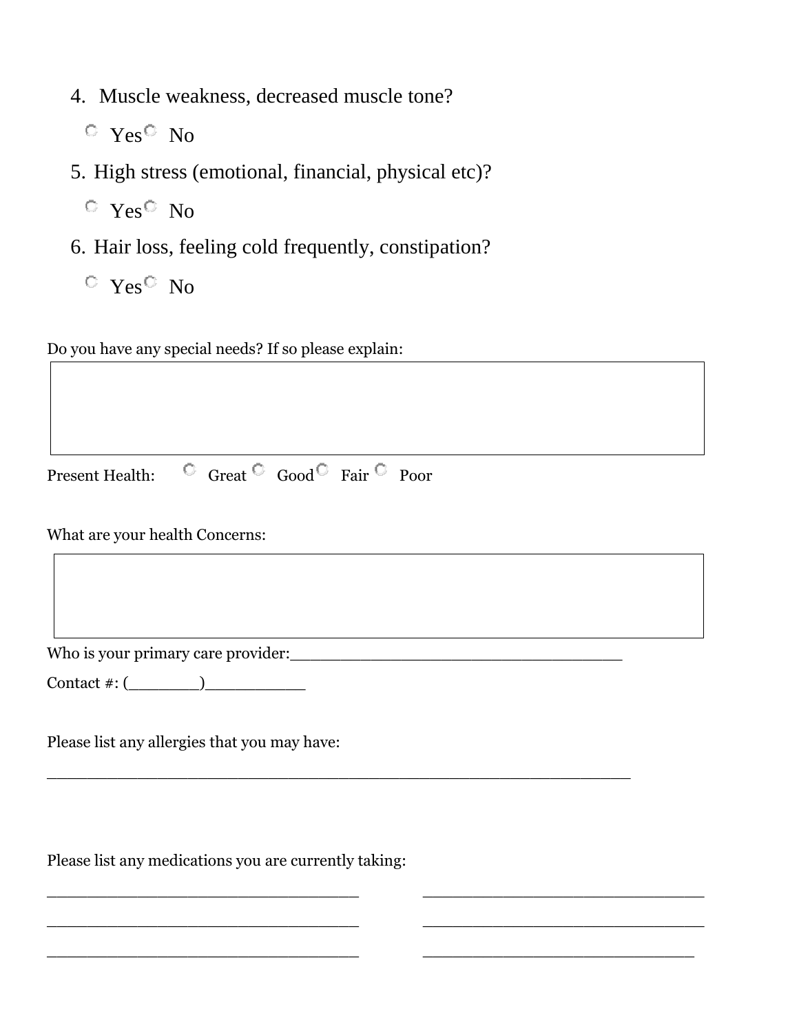4. Muscle weakness, decreased muscle tone?

   ○ Yes ○ No

5. High stress (emotional, financial, physical etc)?

   ○ Yes ○ No

6. Hair loss, feeling cold frequently, constipation?

   ○ Yes ○ No

Do you have any special needs? If so please explain:

|   |
|---|
|   |

Present Health: ○ Great ○ Good ○ Fair ○ Poor

What are your health Concerns:

|   |
|---|
|   |

Who is your primary care provider:____________________________________

Contact #: (________)___________

Please list any allergies that you may have:

_______________________________________________________________

Please list any medications you are currently taking:

__________________________________ __________________________________

__________________________________ __________________________________

__________________________________ __________________________________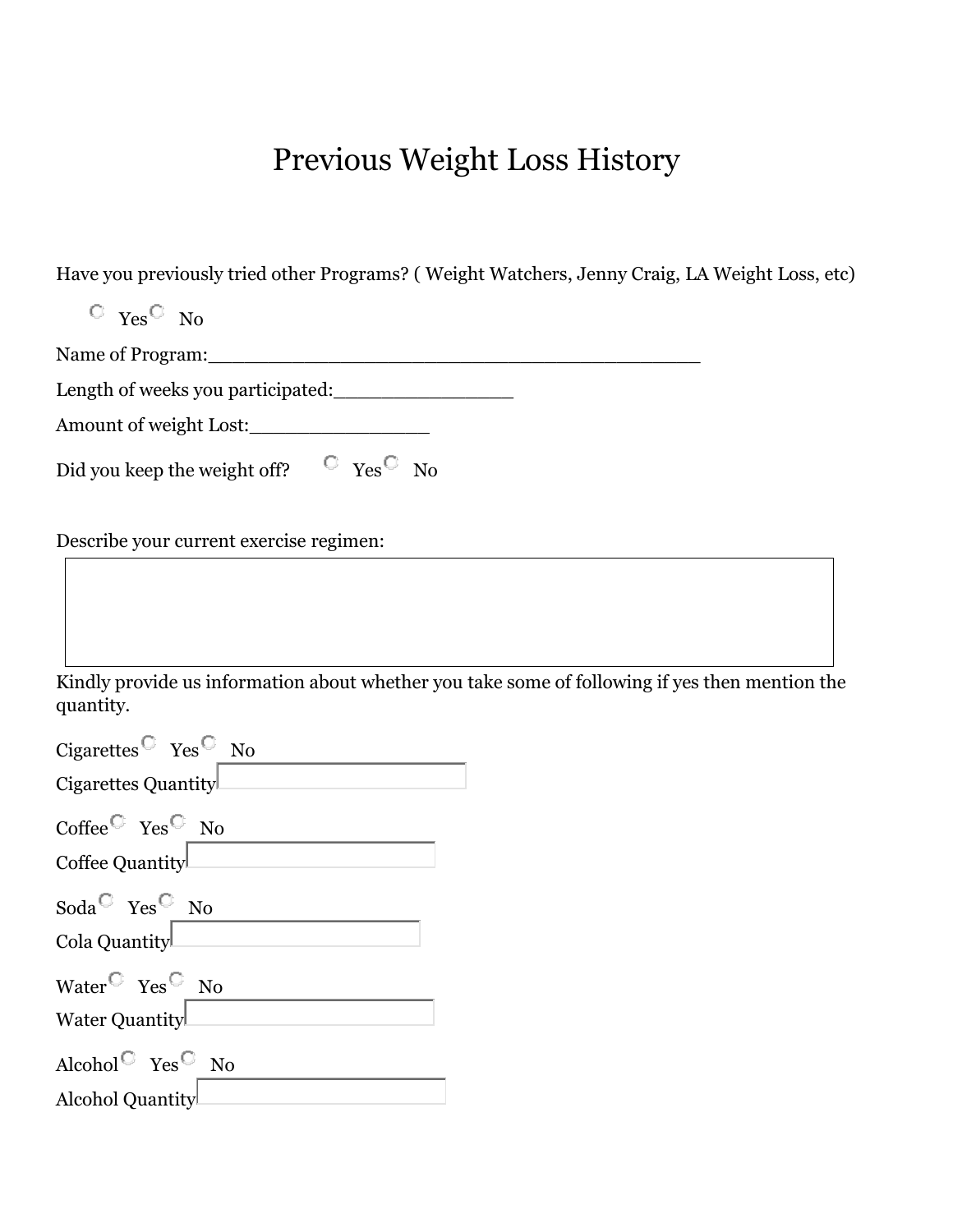# Previous Weight Loss History

Have you previously tried other Programs? ( Weight Watchers, Jenny Craig, LA Weight Loss, etc)

○ Yes ○ No

Name of Program:_______________________________________

Length of weeks you participated:_______________

Amount of weight Lost:_______________

Did you keep the weight off? ○ Yes ○ No

Describe your current exercise regimen:

Kindly provide us information about whether you take some of following if yes then mention the quantity.

Cigarettes ○ Yes ○ No

Cigarettes Quantity

Coffee ○ Yes ○ No

Coffee Quantity

Soda ○ Yes ○ No

Cola Quantity

Water ○ Yes ○ No

Water Quantity

Alcohol ○ Yes ○ No

Alcohol Quantity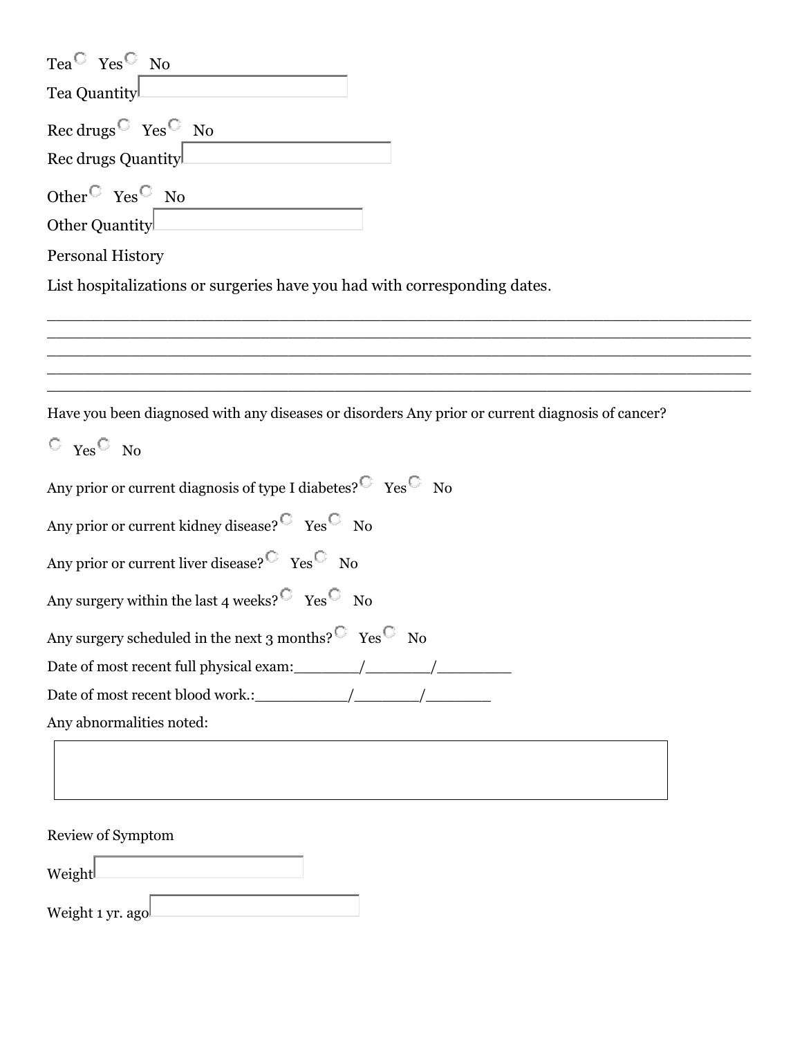Tea ○ Yes ○ No

Tea Quantity ____________________

Rec drugs ○ Yes ○ No

Rec drugs Quantity ____________________

Other ○ Yes ○ No

Other Quantity ____________________

Personal History

List hospitalizations or surgeries have you had with corresponding dates.

______________________________________________________________________________
______________________________________________________________________________
______________________________________________________________________________
______________________________________________________________________________
______________________________________________________________________________

Have you been diagnosed with any diseases or disorders Any prior or current diagnosis of cancer?

○ Yes ○ No

Any prior or current diagnosis of type I diabetes? ○ Yes ○ No

Any prior or current kidney disease? ○ Yes ○ No

Any prior or current liver disease? ○ Yes ○ No

Any surgery within the last 4 weeks? ○ Yes ○ No

Any surgery scheduled in the next 3 months? ○ Yes ○ No

Date of most recent full physical exam:_______/_______/________

Date of most recent blood work.:__________/_______/_______

Any abnormalities noted:

____________________

Review of Symptom

Weight ____________________

Weight 1 yr. ago ____________________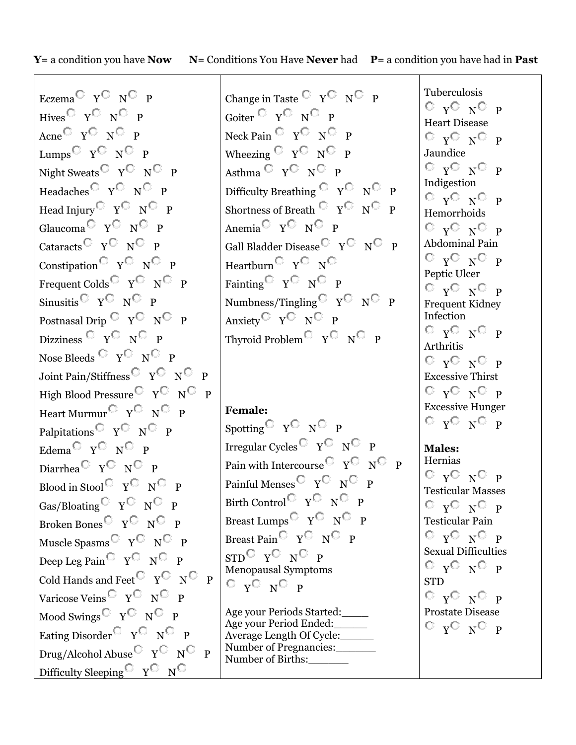**Y**= a condition you have **Now**  **N**= Conditions You Have **Never** had  **P**= a condition you have had in **Past**

Eczema ◯ Y◯ N◯ P
Hives ◯ Y◯ N◯ P
Acne ◯ Y◯ N◯ P
Lumps ◯ Y◯ N◯ P
Night Sweats ◯ Y◯ N◯ P
Headaches ◯ Y◯ N◯ P
Head Injury ◯ Y◯ N◯ P
Glaucoma ◯ Y◯ N◯ P
Cataracts ◯ Y◯ N◯ P
Constipation ◯ Y◯ N◯ P
Frequent Colds ◯ Y◯ N◯ P
Sinusitis ◯ Y◯ N◯ P
Postnasal Drip ◯ Y◯ N◯ P
Dizziness ◯ Y◯ N◯ P
Nose Bleeds ◯ Y◯ N◯ P
Joint Pain/Stiffness ◯ Y◯ N◯ P
High Blood Pressure ◯ Y◯ N◯ P
Heart Murmur ◯ Y◯ N◯ P
Palpitations ◯ Y◯ N◯ P
Edema ◯ Y◯ N◯ P
Diarrhea ◯ Y◯ N◯ P
Blood in Stool ◯ Y◯ N◯ P
Gas/Bloating ◯ Y◯ N◯ P
Broken Bones ◯ Y◯ N◯ P
Muscle Spasms ◯ Y◯ N◯ P
Deep Leg Pain ◯ Y◯ N◯ P
Cold Hands and Feet ◯ Y◯ N◯ P
Varicose Veins ◯ Y◯ N◯ P
Mood Swings ◯ Y◯ N◯ P
Eating Disorder ◯ Y◯ N◯ P
Drug/Alcohol Abuse ◯ Y◯ N◯ P
Difficulty Sleeping ◯ Y◯ N◯

Change in Taste ◯ Y◯ N◯ P
Goiter ◯ Y◯ N◯ P
Neck Pain ◯ Y◯ N◯ P
Wheezing ◯ Y◯ N◯ P
Asthma ◯ Y◯ N◯ P
Difficulty Breathing ◯ Y◯ N◯ P
Shortness of Breath ◯ Y◯ N◯ P
Anemia ◯ Y◯ N◯ P
Gall Bladder Disease ◯ Y◯ N◯ P
Heartburn ◯ Y◯ N◯
Fainting ◯ Y◯ N◯ P
Numbness/Tingling ◯ Y◯ N◯ P
Anxiety ◯ Y◯ N◯ P
Thyroid Problem ◯ Y◯ N◯ P

**Female:**

Spotting ◯ Y◯ N◯ P
Irregular Cycles ◯ Y◯ N◯ P
Pain with Intercourse ◯ Y◯ N◯ P
Painful Menses ◯ Y◯ N◯ P
Birth Control ◯ Y◯ N◯ P
Breast Lumps ◯ Y◯ N◯ P
Breast Pain ◯ Y◯ N◯ P
STD ◯ Y◯ N◯ P
Menopausal Symptoms
◯ Y◯ N◯ P

Age your Periods Started:\_\_\_\_
Age your Period Ended:\_\_\_\_\_
Average Length Of Cycle:\_\_\_\_\_
Number of Pregnancies:\_\_\_\_\_\_
Number of Births:\_\_\_\_\_\_

Tuberculosis
◯ Y◯ N◯ P
Heart Disease
◯ Y◯ N◯ P
Jaundice
◯ Y◯ N◯ P
Indigestion
◯ Y◯ N◯ P
Hemorrhoids
◯ Y◯ N◯ P
Abdominal Pain
◯ Y◯ N◯ P
Peptic Ulcer
◯ Y◯ N◯ P
Frequent Kidney Infection
◯ Y◯ N◯ P
Arthritis
◯ Y◯ N◯ P
Excessive Thirst
◯ Y◯ N◯ P
Excessive Hunger
◯ Y◯ N◯ P

**Males:**

Hernias
◯ Y◯ N◯ P
Testicular Masses
◯ Y◯ N◯ P
Testicular Pain
◯ Y◯ N◯ P
Sexual Difficulties
◯ Y◯ N◯ P
STD
◯ Y◯ N◯ P
Prostate Disease
◯ Y◯ N◯ P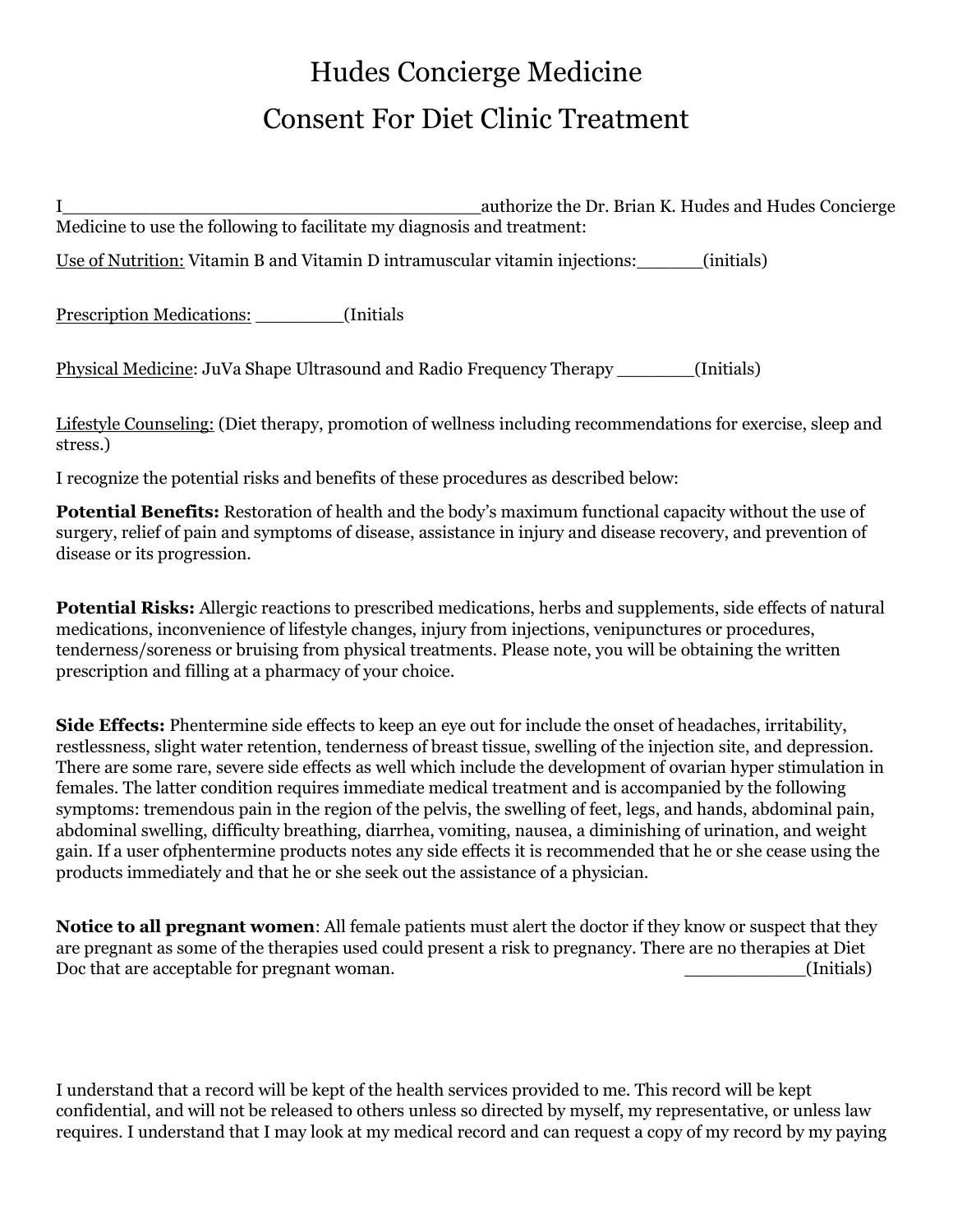# Hudes Concierge Medicine

# Consent For Diet Clinic Treatment

I_______________________________________authorize the Dr. Brian K. Hudes and Hudes Concierge Medicine to use the following to facilitate my diagnosis and treatment:

Use of Nutrition: Vitamin B and Vitamin D intramuscular vitamin injections:______(initials)

Prescription Medications: ________(Initials

Physical Medicine: JuVa Shape Ultrasound and Radio Frequency Therapy _______(Initials)

Lifestyle Counseling: (Diet therapy, promotion of wellness including recommendations for exercise, sleep and stress.)

I recognize the potential risks and benefits of these procedures as described below:

**Potential Benefits:** Restoration of health and the body's maximum functional capacity without the use of surgery, relief of pain and symptoms of disease, assistance in injury and disease recovery, and prevention of disease or its progression.

**Potential Risks:** Allergic reactions to prescribed medications, herbs and supplements, side effects of natural medications, inconvenience of lifestyle changes, injury from injections, venipunctures or procedures, tenderness/soreness or bruising from physical treatments. Please note, you will be obtaining the written prescription and filling at a pharmacy of your choice.

**Side Effects:** Phentermine side effects to keep an eye out for include the onset of headaches, irritability, restlessness, slight water retention, tenderness of breast tissue, swelling of the injection site, and depression. There are some rare, severe side effects as well which include the development of ovarian hyper stimulation in females. The latter condition requires immediate medical treatment and is accompanied by the following symptoms: tremendous pain in the region of the pelvis, the swelling of feet, legs, and hands, abdominal pain, abdominal swelling, difficulty breathing, diarrhea, vomiting, nausea, a diminishing of urination, and weight gain. If a user ofphentermine products notes any side effects it is recommended that he or she cease using the products immediately and that he or she seek out the assistance of a physician.

**Notice to all pregnant women**: All female patients must alert the doctor if they know or suspect that they are pregnant as some of the therapies used could present a risk to pregnancy. There are no therapies at Diet Doc that are acceptable for pregnant woman. ___________(Initials)

I understand that a record will be kept of the health services provided to me. This record will be kept confidential, and will not be released to others unless so directed by myself, my representative, or unless law requires. I understand that I may look at my medical record and can request a copy of my record by my paying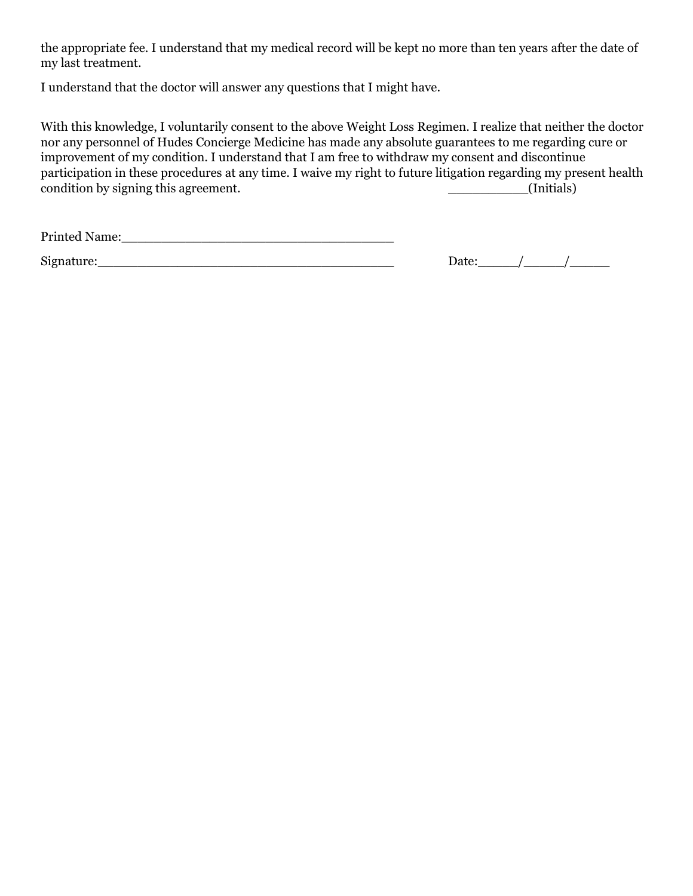the appropriate fee. I understand that my medical record will be kept no more than ten years after the date of my last treatment.

I understand that the doctor will answer any questions that I might have.

With this knowledge, I voluntarily consent to the above Weight Loss Regimen. I realize that neither the doctor nor any personnel of Hudes Concierge Medicine has made any absolute guarantees to me regarding cure or improvement of my condition. I understand that I am free to withdraw my consent and discontinue participation in these procedures at any time. I waive my right to future litigation regarding my present health condition by signing this agreement. __________(Initials)

Printed Name:____________________________________

Signature:_______________________________________ Date:_____/_____/_____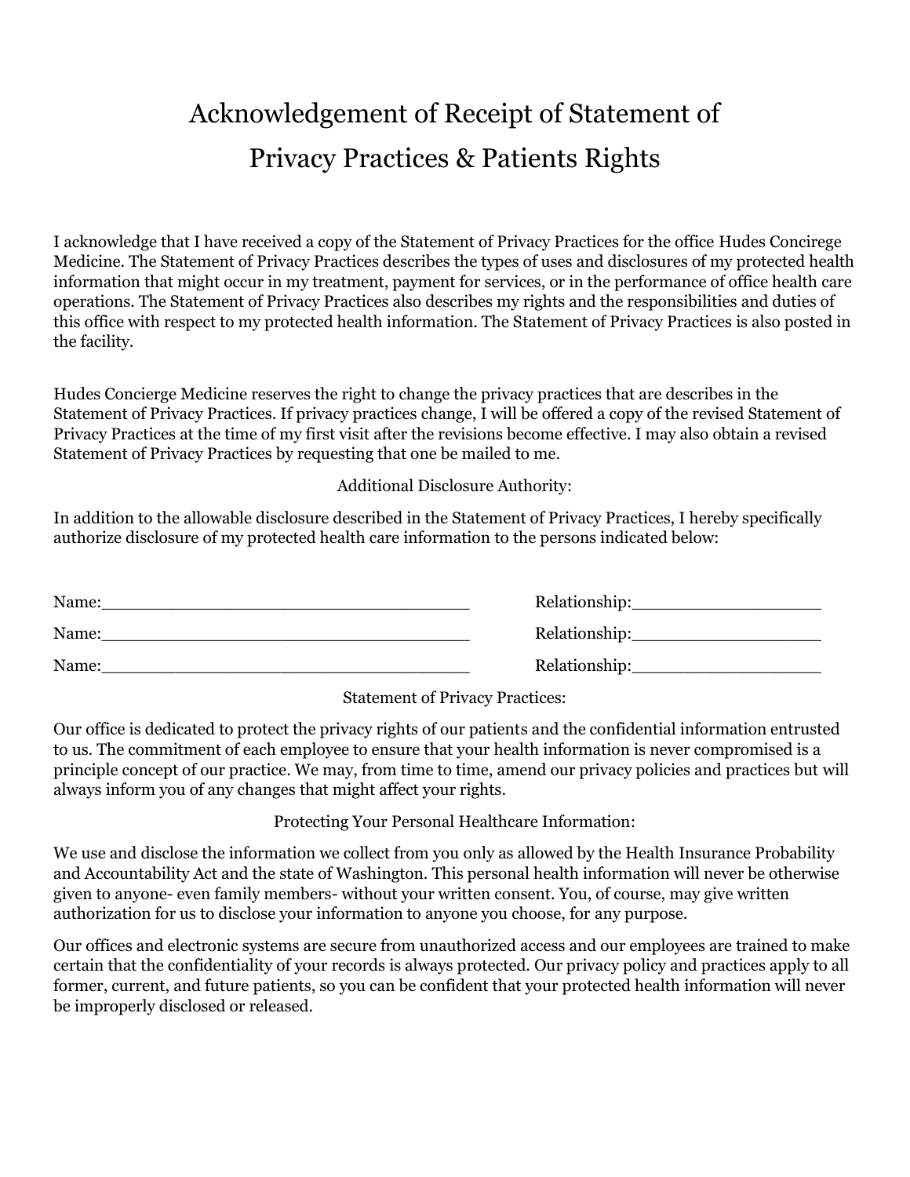# Acknowledgement of Receipt of Statement of Privacy Practices & Patients Rights

I acknowledge that I have received a copy of the Statement of Privacy Practices for the office Hudes Concirege Medicine. The Statement of Privacy Practices describes the types of uses and disclosures of my protected health information that might occur in my treatment, payment for services, or in the performance of office health care operations. The Statement of Privacy Practices also describes my rights and the responsibilities and duties of this office with respect to my protected health information. The Statement of Privacy Practices is also posted in the facility.

Hudes Concierge Medicine reserves the right to change the privacy practices that are describes in the Statement of Privacy Practices. If privacy practices change, I will be offered a copy of the revised Statement of Privacy Practices at the time of my first visit after the revisions become effective. I may also obtain a revised Statement of Privacy Practices by requesting that one be mailed to me.

Additional Disclosure Authority:

In addition to the allowable disclosure described in the Statement of Privacy Practices, I hereby specifically authorize disclosure of my protected health care information to the persons indicated below:

Name:______________________________________ Relationship:___________________

Name:______________________________________ Relationship:___________________

Name:______________________________________ Relationship:___________________

Statement of Privacy Practices:

Our office is dedicated to protect the privacy rights of our patients and the confidential information entrusted to us. The commitment of each employee to ensure that your health information is never compromised is a principle concept of our practice. We may, from time to time, amend our privacy policies and practices but will always inform you of any changes that might affect your rights.

Protecting Your Personal Healthcare Information:

We use and disclose the information we collect from you only as allowed by the Health Insurance Probability and Accountability Act and the state of Washington. This personal health information will never be otherwise given to anyone- even family members- without your written consent. You, of course, may give written authorization for us to disclose your information to anyone you choose, for any purpose.

Our offices and electronic systems are secure from unauthorized access and our employees are trained to make certain that the confidentiality of your records is always protected. Our privacy policy and practices apply to all former, current, and future patients, so you can be confident that your protected health information will never be improperly disclosed or released.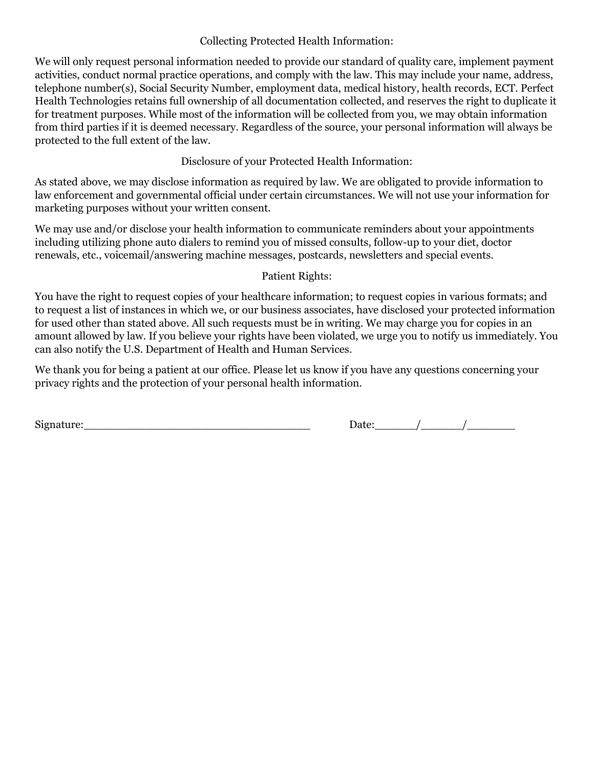## Collecting Protected Health Information:

We will only request personal information needed to provide our standard of quality care, implement payment activities, conduct normal practice operations, and comply with the law. This may include your name, address, telephone number(s), Social Security Number, employment data, medical history, health records, ECT. Perfect Health Technologies retains full ownership of all documentation collected, and reserves the right to duplicate it for treatment purposes. While most of the information will be collected from you, we may obtain information from third parties if it is deemed necessary. Regardless of the source, your personal information will always be protected to the full extent of the law.

## Disclosure of your Protected Health Information:

As stated above, we may disclose information as required by law. We are obligated to provide information to law enforcement and governmental official under certain circumstances. We will not use your information for marketing purposes without your written consent.

We may use and/or disclose your health information to communicate reminders about your appointments including utilizing phone auto dialers to remind you of missed consults, follow-up to your diet, doctor renewals, etc., voicemail/answering machine messages, postcards, newsletters and special events.

## Patient Rights:

You have the right to request copies of your healthcare information; to request copies in various formats; and to request a list of instances in which we, or our business associates, have disclosed your protected information for used other than stated above. All such requests must be in writing. We may charge you for copies in an amount allowed by law. If you believe your rights have been violated, we urge you to notify us immediately. You can also notify the U.S. Department of Health and Human Services.

We thank you for being a patient at our office. Please let us know if you have any questions concerning your privacy rights and the protection of your personal health information.

Signature:___________________________________ Date:______/______/_______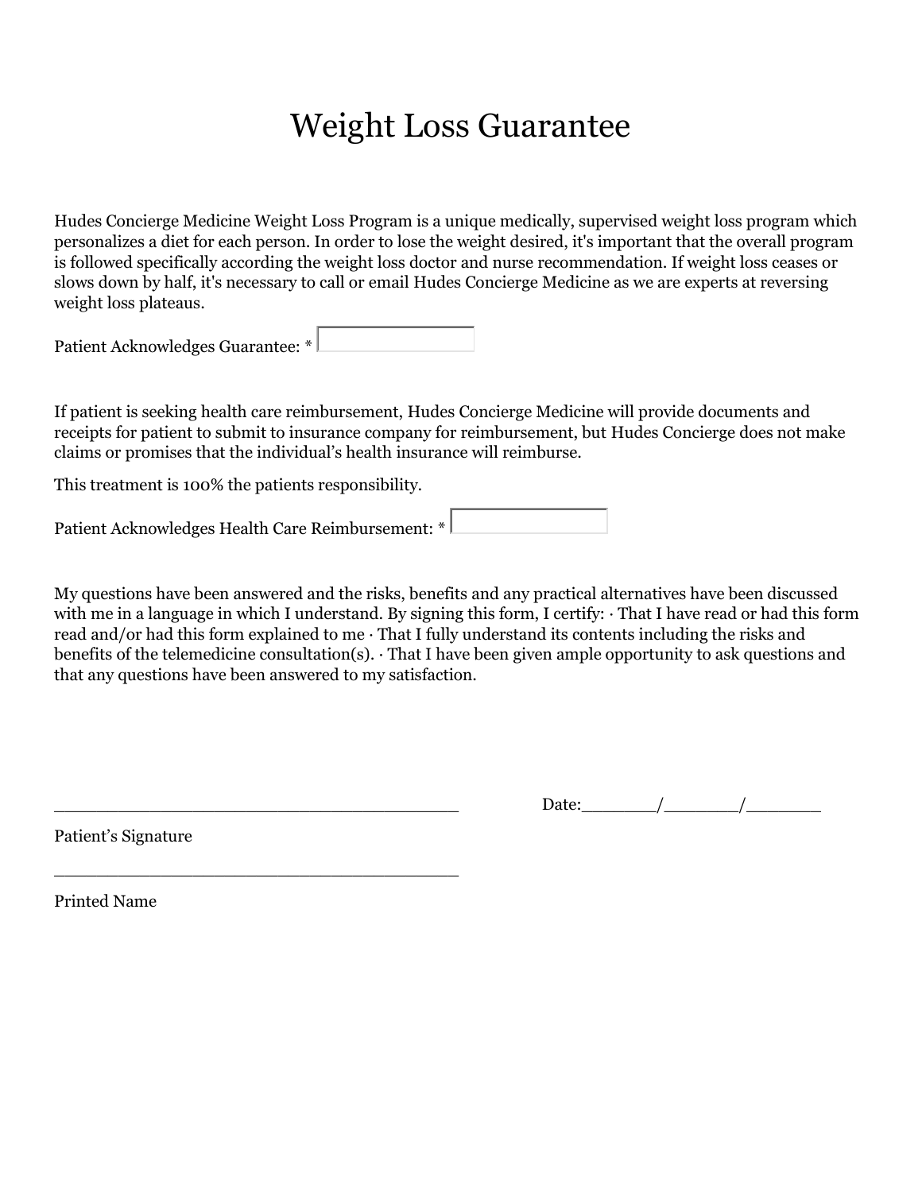# Weight Loss Guarantee

Hudes Concierge Medicine Weight Loss Program is a unique medically, supervised weight loss program which personalizes a diet for each person. In order to lose the weight desired, it's important that the overall program is followed specifically according the weight loss doctor and nurse recommendation. If weight loss ceases or slows down by half, it's necessary to call or email Hudes Concierge Medicine as we are experts at reversing weight loss plateaus.

Patient Acknowledges Guarantee: * ____________

If patient is seeking health care reimbursement, Hudes Concierge Medicine will provide documents and receipts for patient to submit to insurance company for reimbursement, but Hudes Concierge does not make claims or promises that the individual's health insurance will reimburse.

This treatment is 100% the patients responsibility.

Patient Acknowledges Health Care Reimbursement: * ____________

My questions have been answered and the risks, benefits and any practical alternatives have been discussed with me in a language in which I understand. By signing this form, I certify: · That I have read or had this form read and/or had this form explained to me · That I fully understand its contents including the risks and benefits of the telemedicine consultation(s). · That I have been given ample opportunity to ask questions and that any questions have been answered to my satisfaction.

_______________________________________ Date:_______/_______/_______

Patient's Signature

_______________________________________

Printed Name